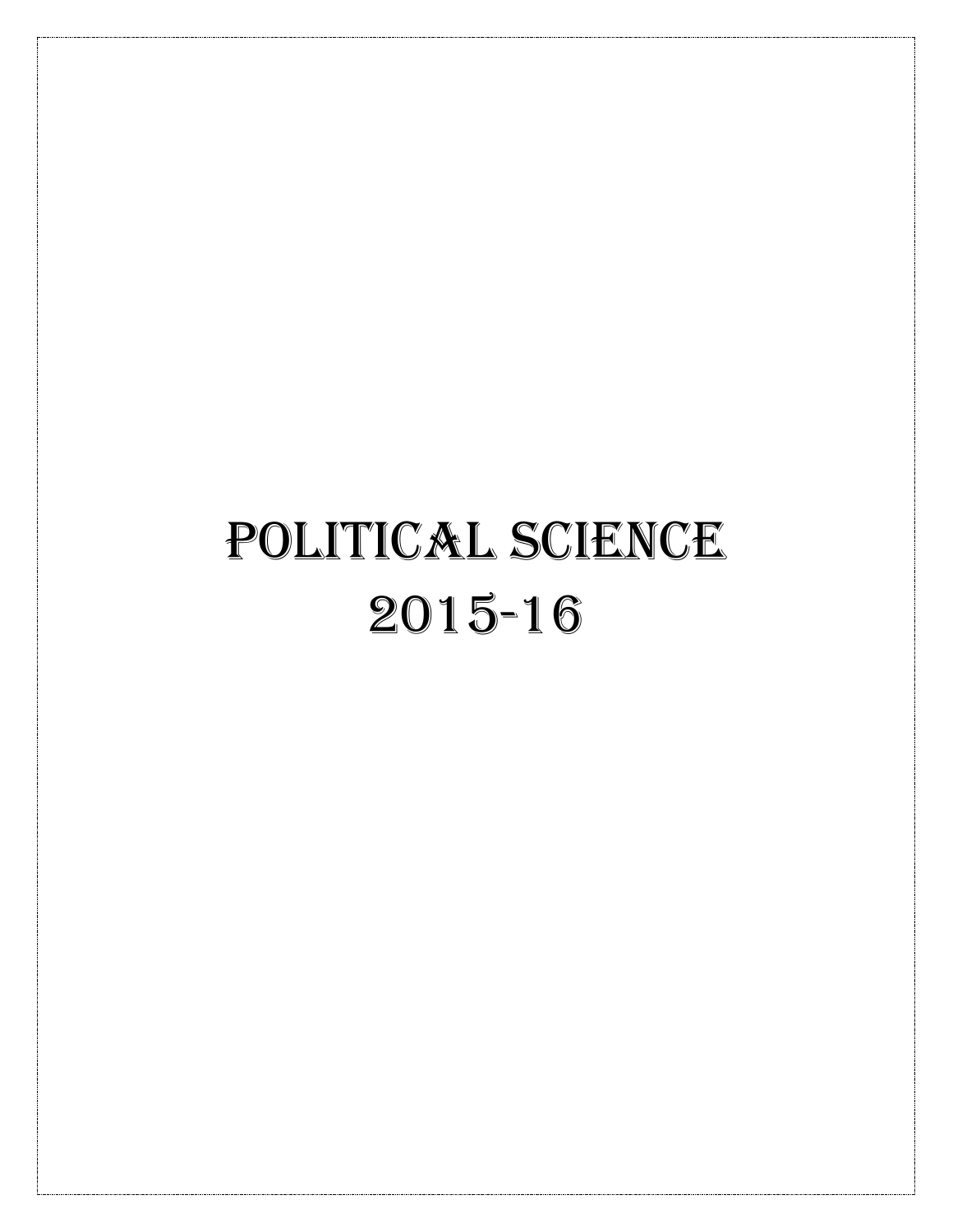# POLITICAL SCIENCE

# 2015-16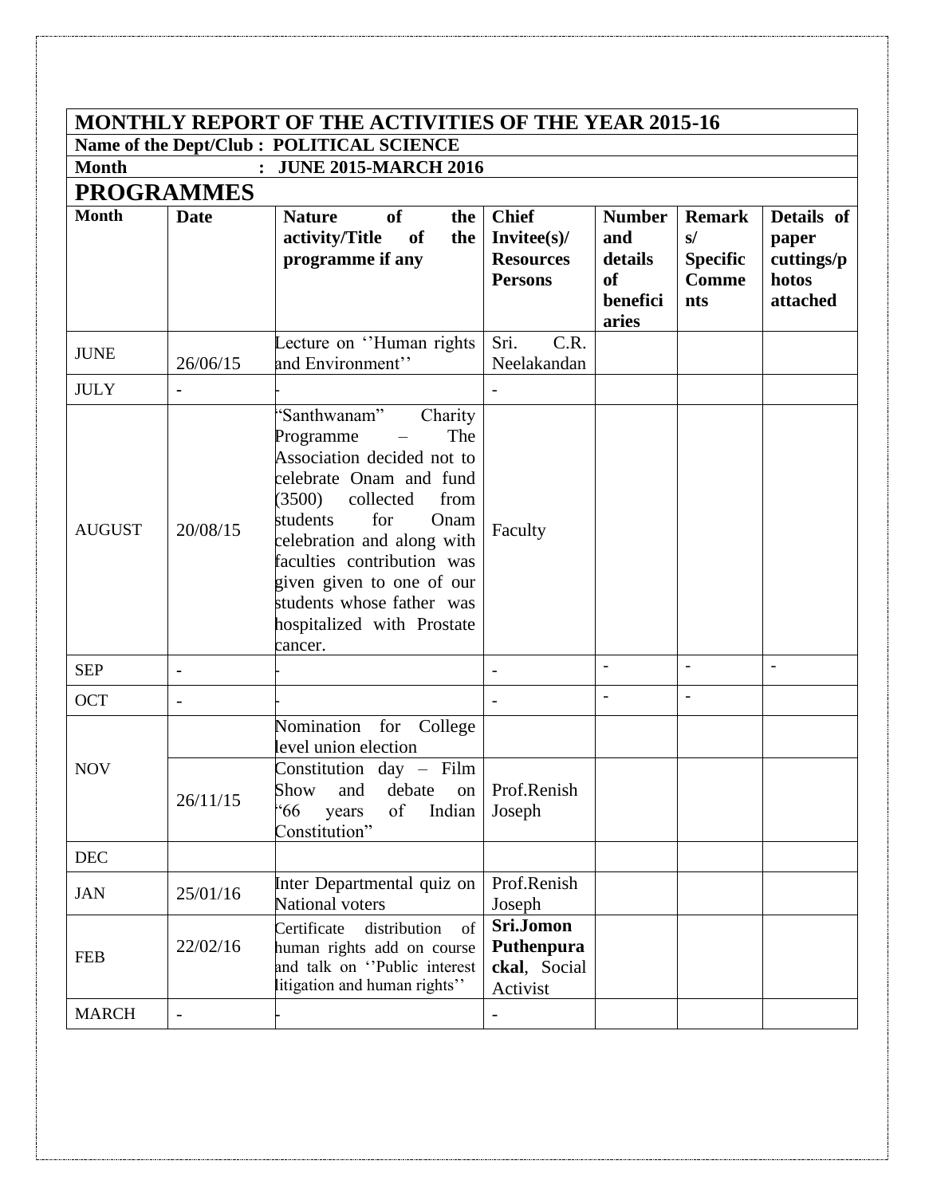**MONTHLY REPORT OF THE ACTIVITIES OF THE YEAR 2015-16**

**Name of the Dept/Club : POLITICAL SCIENCE**

**Month : JUNE 2015-MARCH 2016**

## PROGRAMMES

| Month | Date | Nature of the activity/Title of the programme if any | Chief Invitee(s)/ Resources Persons | Number and details of beneficiaries | Remarks/ Specific Comments | Details of paper cuttings/photos attached |
|---|---|---|---|---|---|---|
| JUNE | 26/06/15 | Lecture on ''Human rights and Environment'' | Sri. C.R. Neelakandan | | | |
| JULY | - | - | - | | | |
| AUGUST | 20/08/15 | "Santhwanam" Charity Programme – The Association decided not to celebrate Onam and fund (3500) collected from students for Onam celebration and along with faculties contribution was given given to one of our students whose father was hospitalized with Prostate cancer. | Faculty | | | |
| SEP | - | - | - | - | - | - |
| OCT | - | - | - | - | - | |
| NOV | | Nomination for College level union election | | | | |
| | 26/11/15 | Constitution day – Film Show and debate on "66 years of Indian Constitution" | Prof.Renish Joseph | | | |
| DEC | | | | | | |
| JAN | 25/01/16 | Inter Departmental quiz on National voters | Prof.Renish Joseph | | | |
| FEB | 22/02/16 | Certificate distribution of human rights add on course and talk on ''Public interest litigation and human rights'' | **Sri.Jomon Puthenpurackal**, Social Activist | | | |
| MARCH | - | - | - | | | |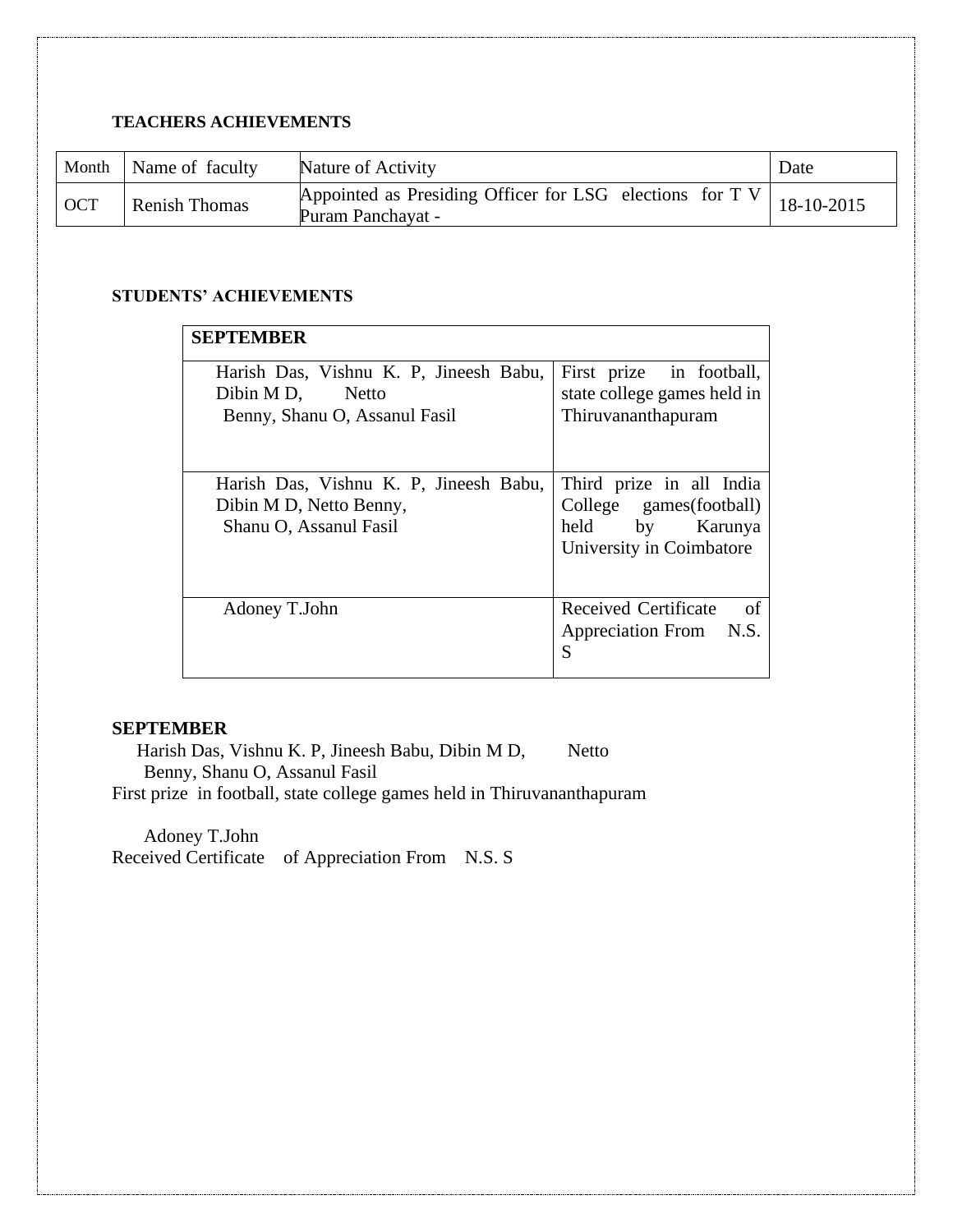**TEACHERS ACHIEVEMENTS**

| Month | Name of faculty | Nature of Activity | Date |
|---|---|---|---|
| OCT | Renish Thomas | Appointed as Presiding Officer for LSG elections for T V Puram Panchayat - | 18-10-2015 |

**STUDENTS' ACHIEVEMENTS**

| SEPTEMBER | |
|---|---|
| Harish Das, Vishnu K. P, Jineesh Babu, Dibin M D, Netto Benny, Shanu O, Assanul Fasil | First prize in football, state college games held in Thiruvananthapuram |
| Harish Das, Vishnu K. P, Jineesh Babu, Dibin M D, Netto Benny, Shanu O, Assanul Fasil | Third prize in all India College games(football) held by Karunya University in Coimbatore |
| Adoney T.John | Received Certificate of Appreciation From N.S. S |

**SEPTEMBER**

Harish Das, Vishnu K. P, Jineesh Babu, Dibin M D, Netto Benny, Shanu O, Assanul Fasil

First prize in football, state college games held in Thiruvananthapuram

Adoney T.John

Received Certificate of Appreciation From N.S. S